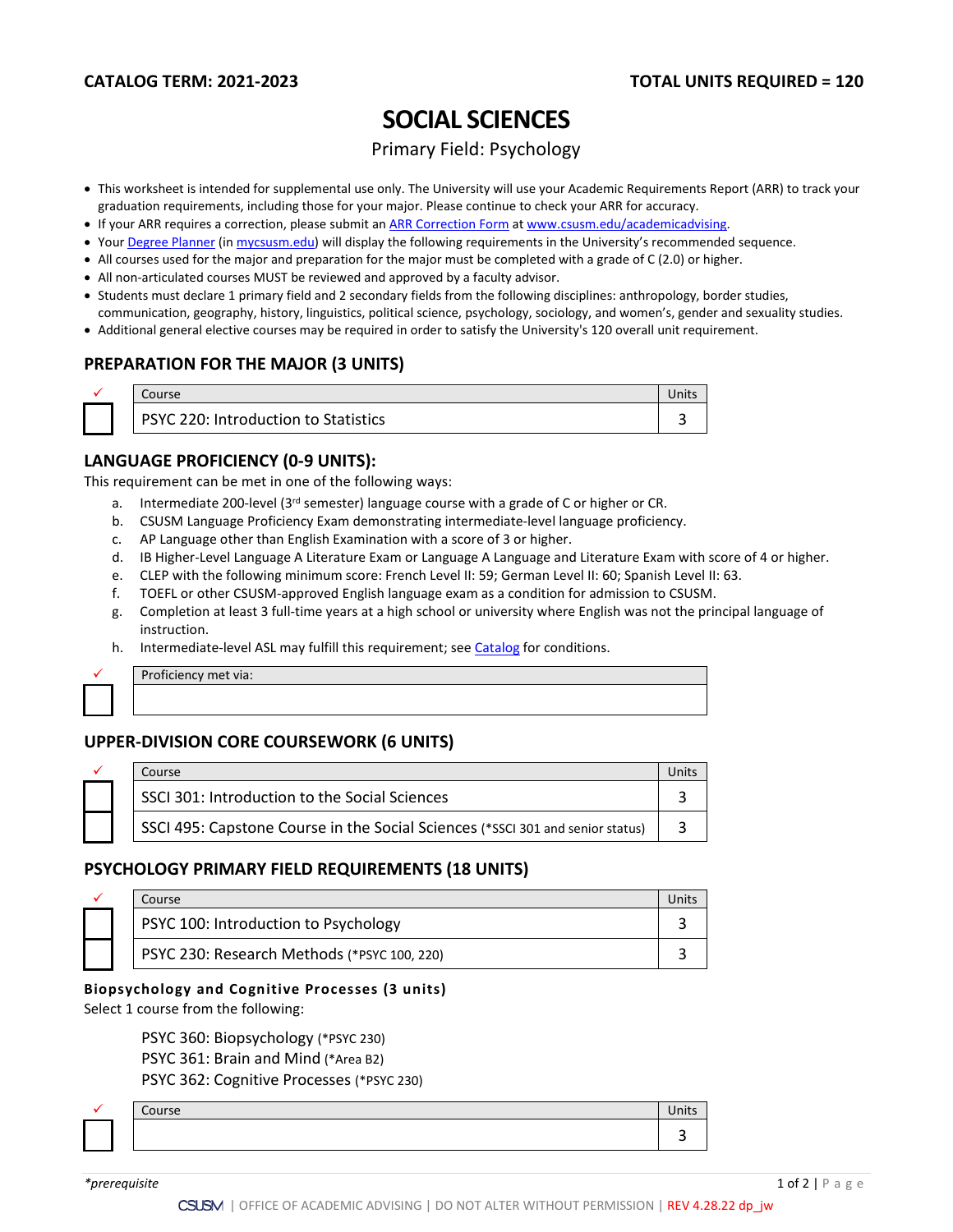**CATALOG TERM: 2021-2023** **TOTAL UNITS REQUIRED = 120**

# SOCIAL SCIENCES

Primary Field: Psychology

- This worksheet is intended for supplemental use only. The University will use your Academic Requirements Report (ARR) to track your graduation requirements, including those for your major. Please continue to check your ARR for accuracy.
- If your ARR requires a correction, please submit an ARR Correction Form at www.csusm.edu/academicadvising.
- Your Degree Planner (in mycsusm.edu) will display the following requirements in the University's recommended sequence.
- All courses used for the major and preparation for the major must be completed with a grade of C (2.0) or higher.
- All non-articulated courses MUST be reviewed and approved by a faculty advisor.
- Students must declare 1 primary field and 2 secondary fields from the following disciplines: anthropology, border studies, communication, geography, history, linguistics, political science, psychology, sociology, and women's, gender and sexuality studies.
- Additional general elective courses may be required in order to satisfy the University's 120 overall unit requirement.

## PREPARATION FOR THE MAJOR (3 UNITS)

| ✓ | Course | Units |
|---|---|---|
| ☐ | PSYC 220: Introduction to Statistics | 3 |

## LANGUAGE PROFICIENCY (0-9 UNITS):

This requirement can be met in one of the following ways:

a. Intermediate 200-level (3rd semester) language course with a grade of C or higher or CR.
b. CSUSM Language Proficiency Exam demonstrating intermediate-level language proficiency.
c. AP Language other than English Examination with a score of 3 or higher.
d. IB Higher-Level Language A Literature Exam or Language A Language and Literature Exam with score of 4 or higher.
e. CLEP with the following minimum score: French Level II: 59; German Level II: 60; Spanish Level II: 63.
f. TOEFL or other CSUSM-approved English language exam as a condition for admission to CSUSM.
g. Completion at least 3 full-time years at a high school or university where English was not the principal language of instruction.
h. Intermediate-level ASL may fulfill this requirement; see Catalog for conditions.

| ✓ | Proficiency met via: |
|---|---|
| ☐ | |

## UPPER-DIVISION CORE COURSEWORK (6 UNITS)

| ✓ | Course | Units |
|---|---|---|
| ☐ | SSCI 301: Introduction to the Social Sciences | 3 |
| ☐ | SSCI 495: Capstone Course in the Social Sciences (*SSCI 301 and senior status) | 3 |

## PSYCHOLOGY PRIMARY FIELD REQUIREMENTS (18 UNITS)

| ✓ | Course | Units |
|---|---|---|
| ☐ | PSYC 100: Introduction to Psychology | 3 |
| ☐ | PSYC 230: Research Methods (*PSYC 100, 220) | 3 |

### Biopsychology and Cognitive Processes (3 units)

Select 1 course from the following:

PSYC 360: Biopsychology (*PSYC 230)
PSYC 361: Brain and Mind (*Area B2)
PSYC 362: Cognitive Processes (*PSYC 230)

| ✓ | Course | Units |
|---|---|---|
| ☐ | | 3 |

*\*prerequisite*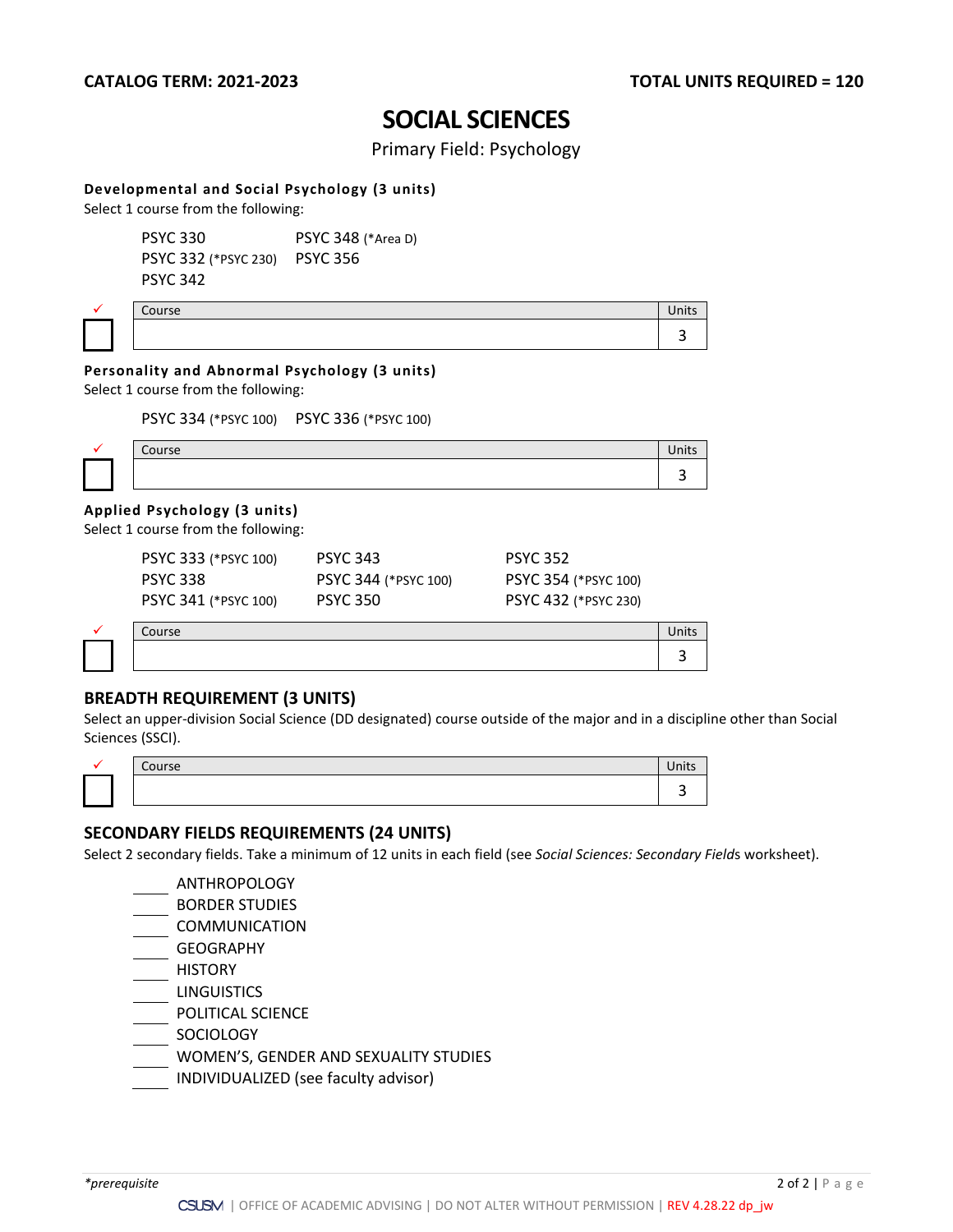CATALOG TERM: 2021-2023 TOTAL UNITS REQUIRED = 120

# SOCIAL SCIENCES

Primary Field: Psychology

### Developmental and Social Psychology (3 units)

Select 1 course from the following:

PSYC 330
PSYC 332 (*PSYC 230)
PSYC 342
PSYC 348 (*Area D)
PSYC 356

| ✓ | Course | Units |
|---|---|---|
| ☐ | | 3 |

### Personality and Abnormal Psychology (3 units)

Select 1 course from the following:

PSYC 334 (*PSYC 100)
PSYC 336 (*PSYC 100)

| ✓ | Course | Units |
|---|---|---|
| ☐ | | 3 |

### Applied Psychology (3 units)

Select 1 course from the following:

PSYC 333 (*PSYC 100)
PSYC 338
PSYC 341 (*PSYC 100)
PSYC 343
PSYC 344 (*PSYC 100)
PSYC 350
PSYC 352
PSYC 354 (*PSYC 100)
PSYC 432 (*PSYC 230)

| ✓ | Course | Units |
|---|---|---|
| ☐ | | 3 |

## BREADTH REQUIREMENT (3 UNITS)

Select an upper-division Social Science (DD designated) course outside of the major and in a discipline other than Social Sciences (SSCI).

| ✓ | Course | Units |
|---|---|---|
| ☐ | | 3 |

## SECONDARY FIELDS REQUIREMENTS (24 UNITS)

Select 2 secondary fields. Take a minimum of 12 units in each field (see *Social Sciences: Secondary Fields* worksheet).

_____ ANTHROPOLOGY
_____ BORDER STUDIES
_____ COMMUNICATION
_____ GEOGRAPHY
_____ HISTORY
_____ LINGUISTICS
_____ POLITICAL SCIENCE
_____ SOCIOLOGY
_____ WOMEN'S, GENDER AND SEXUALITY STUDIES
_____ INDIVIDUALIZED (see faculty advisor)

*prerequisite

CSUSM | OFFICE OF ACADEMIC ADVISING | DO NOT ALTER WITHOUT PERMISSION | REV 4.28.22 dp_jw